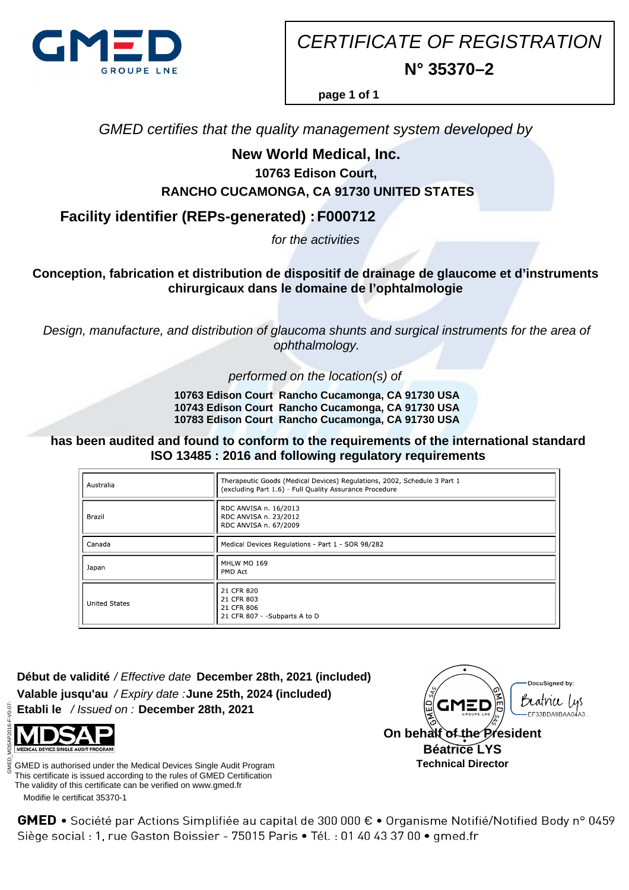# CERTIFICATE OF REGISTRATION

## N° 35370–2

*GMED certifies that the quality management system developed by*

**New World Medical, Inc.**
**10763 Edison Court,**
**RANCHO CUCAMONGA, CA 91730 UNITED STATES**

**Facility identifier (REPs-generated) : F000712**

*for the activities*

**Conception, fabrication et distribution de dispositif de drainage de glaucome et d'instruments chirurgicaux dans le domaine de l'ophtalmologie**

*Design, manufacture, and distribution of glaucoma shunts and surgical instruments for the area of ophthalmology.*

*performed on the location(s) of*

**10763 Edison Court Rancho Cucamonga, CA 91730 USA**
**10743 Edison Court Rancho Cucamonga, CA 91730 USA**
**10783 Edison Court Rancho Cucamonga, CA 91730 USA**

**has been audited and found to conform to the requirements of the international standard ISO 13485 : 2016 and following regulatory requirements**

| | |
|---|---|
| Australia | Therapeutic Goods (Medical Devices) Regulations, 2002, Schedule 3 Part 1 (excluding Part 1.6) - Full Quality Assurance Procedure |
| Brazil | RDC ANVISA n. 16/2013<br>RDC ANVISA n. 23/2012<br>RDC ANVISA n. 67/2009 |
| Canada | Medical Devices Regulations - Part 1 - SOR 98/282 |
| Japan | MHLW MO 169<br>PMD Act |
| United States | 21 CFR 820<br>21 CFR 803<br>21 CFR 806<br>21 CFR 807 - -Subparts A to D |

**Début de validité** */ Effective date* **December 28th, 2021 (included)**
**Valable jusqu'au** */ Expiry date :* **June 25th, 2024 (included)**
**Etabli le** */ Issued on :* **December 28th, 2021**

GMED is authorised under the Medical Devices Single Audit Program
This certificate is issued according to the rules of GMED Certification
The validity of this certificate can be verified on www.gmed.fr
Modifie le certificat 35370-1

DocuSigned by:
Beatrice Lys
EF33BDA9BAA04A3...

**On behalf of the President**
**Béatrice LYS**
**Technical Director**

GMED_MDSAP2016-F-V0-07-

**GMED** • Société par Actions Simplifiée au capital de 300 000 € • Organisme Notifié/Notified Body n° 0459
Siège social : 1, rue Gaston Boissier - 75015 Paris • Tél. : 01 40 43 37 00 • gmed.fr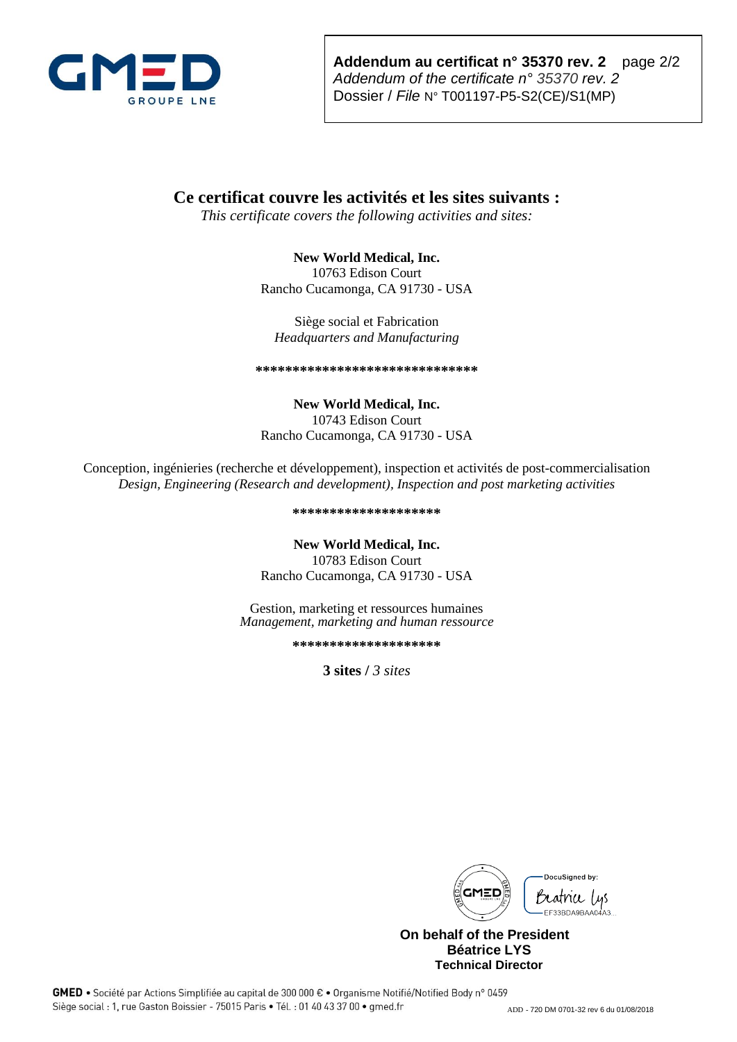**Addendum au certificat n° 35370 rev. 2**
*Addendum of the certificate n° 35370 rev. 2*
Dossier / *File* N° T001197-P5-S2(CE)/S1(MP)

## Ce certificat couvre les activités et les sites suivants :

*This certificate covers the following activities and sites:*

**New World Medical, Inc.**
10763 Edison Court
Rancho Cucamonga, CA 91730 - USA

Siège social et Fabrication
*Headquarters and Manufacturing*

******************************

**New World Medical, Inc.**
10743 Edison Court
Rancho Cucamonga, CA 91730 - USA

Conception, ingénieries (recherche et développement), inspection et activités de post-commercialisation
*Design, Engineering (Research and development), Inspection and post marketing activities*

********************

**New World Medical, Inc.**
10783 Edison Court
Rancho Cucamonga, CA 91730 - USA

Gestion, marketing et ressources humaines
*Management, marketing and human ressource*

********************

**3 sites /** *3 sites*

DocuSigned by:
Béatrice Lys
EF33BDA9BAA04A3...

**On behalf of the President**
**Béatrice LYS**
**Technical Director**

**GMED** • Société par Actions Simplifiée au capital de 300 000 € • Organisme Notifié/Notified Body n° 0459
Siège social : 1, rue Gaston Boissier - 75015 Paris • Tél. : 01 40 43 37 00 • gmed.fr

ADD - 720 DM 0701-32 rev 6 du 01/08/2018